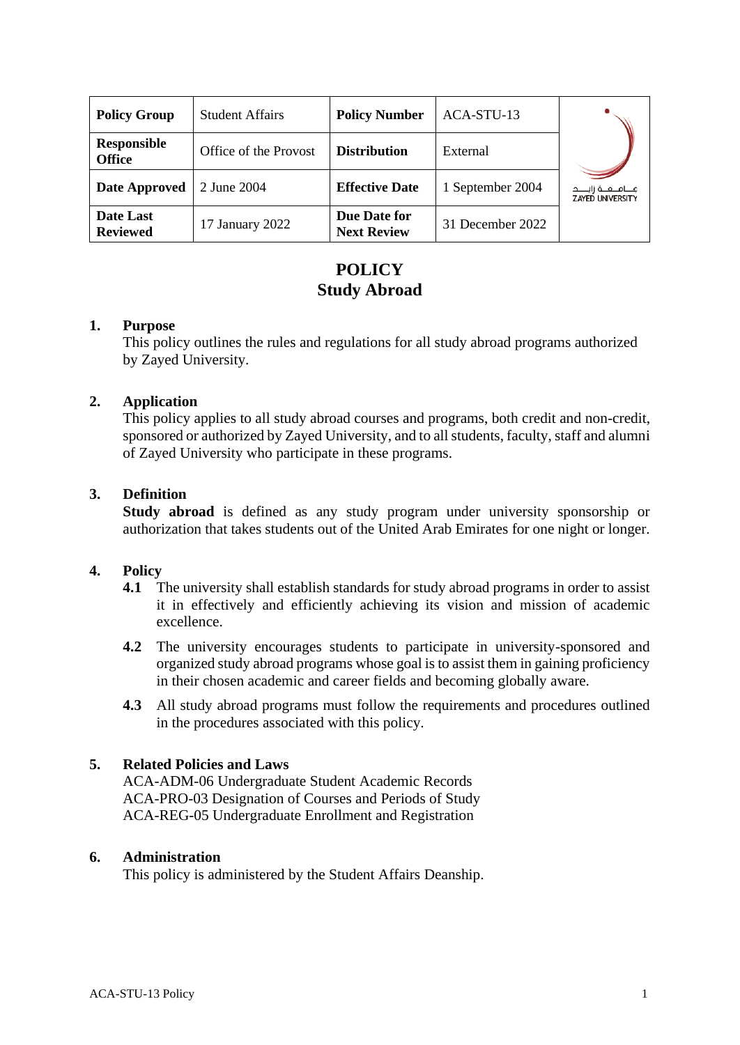| Policy Group | Student Affairs | Policy Number | ACA-STU-13 |
|---|---|---|---|
| Responsible Office | Office of the Provost | Distribution | External |
| Date Approved | 2 June 2004 | Effective Date | 1 September 2004 |
| Date Last Reviewed | 17 January 2022 | Due Date for Next Review | 31 December 2022 |

# POLICY
# Study Abroad

## 1. Purpose

This policy outlines the rules and regulations for all study abroad programs authorized by Zayed University.

## 2. Application

This policy applies to all study abroad courses and programs, both credit and non-credit, sponsored or authorized by Zayed University, and to all students, faculty, staff and alumni of Zayed University who participate in these programs.

## 3. Definition

**Study abroad** is defined as any study program under university sponsorship or authorization that takes students out of the United Arab Emirates for one night or longer.

## 4. Policy

**4.1** The university shall establish standards for study abroad programs in order to assist it in effectively and efficiently achieving its vision and mission of academic excellence.

**4.2** The university encourages students to participate in university-sponsored and organized study abroad programs whose goal is to assist them in gaining proficiency in their chosen academic and career fields and becoming globally aware.

**4.3** All study abroad programs must follow the requirements and procedures outlined in the procedures associated with this policy.

## 5. Related Policies and Laws

ACA-ADM-06 Undergraduate Student Academic Records
ACA-PRO-03 Designation of Courses and Periods of Study
ACA-REG-05 Undergraduate Enrollment and Registration

## 6. Administration

This policy is administered by the Student Affairs Deanship.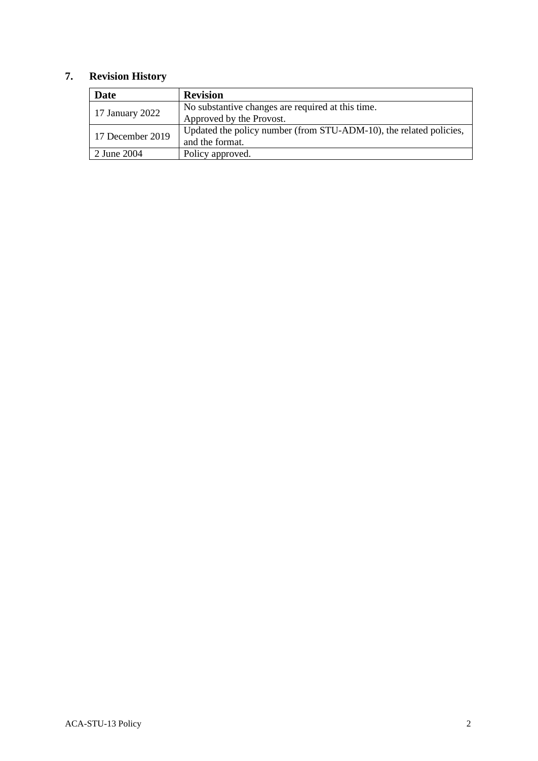## 7. Revision History

| Date | Revision |
|---|---|
| 17 January 2022 | No substantive changes are required at this time. Approved by the Provost. |
| 17 December 2019 | Updated the policy number (from STU-ADM-10), the related policies, and the format. |
| 2 June 2004 | Policy approved. |